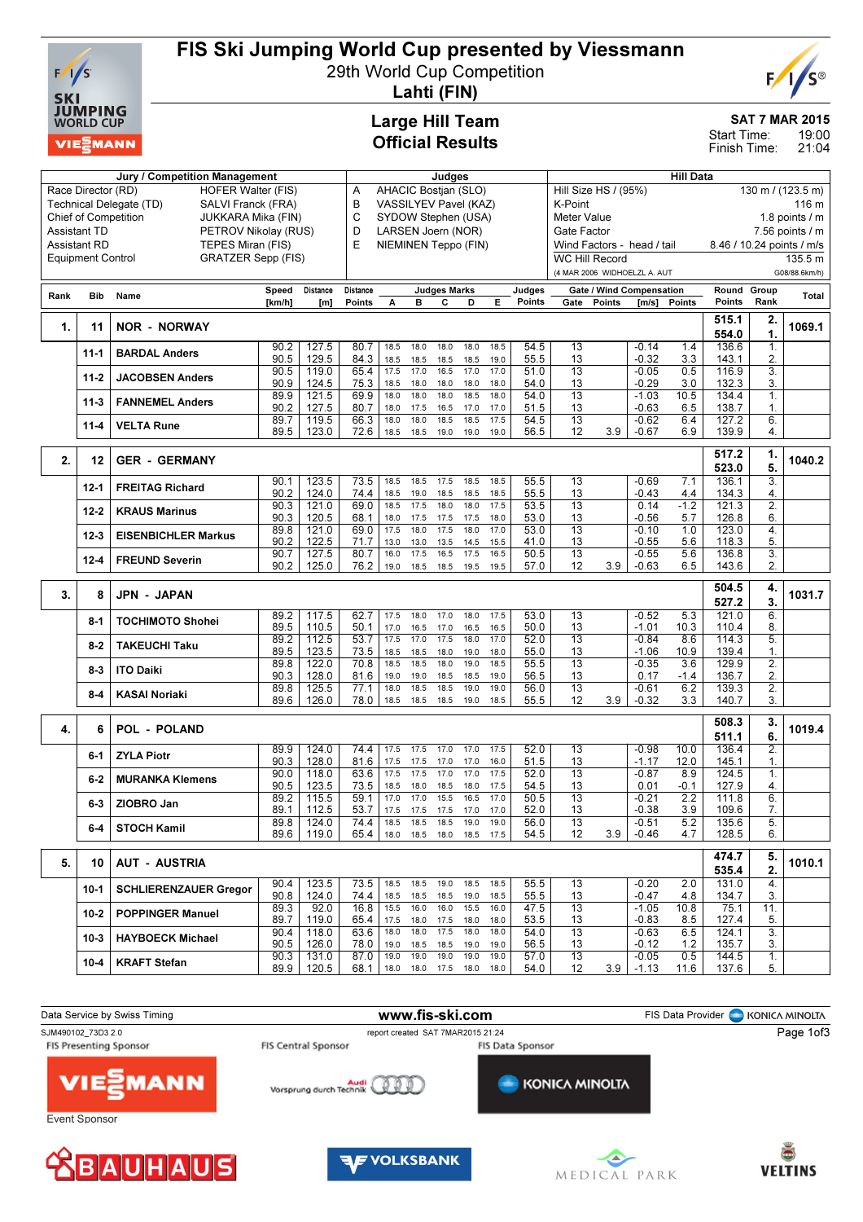# FIS Ski Jumping World Cup presented by Viessmann

## 29th World Cup Competition

## Lahti (FIN)

### Large Hill Team
### Official Results

SAT 7 MAR 2015
Start Time: 19:00
Finish Time: 21:04

| Jury / Competition Management | | Judges | | Hill Data | |
|---|---|---|---|---|---|
| Race Director (RD) | HOFER Walter (FIS) | A | AHACIC Bostjan (SLO) | Hill Size HS / (95%) | 130 m / (123.5 m) |
| Technical Delegate (TD) | SALVI Franck (FRA) | B | VASSILYEV Pavel (KAZ) | K-Point | 116 m |
| Chief of Competition | JUKKARA Mika (FIN) | C | SYDOW Stephen (USA) | Meter Value | 1.8 points / m |
| Assistant TD | PETROV Nikolay (RUS) | D | LARSEN Joern (NOR) | Gate Factor | 7.56 points / m |
| Assistant RD | TEPES Miran (FIS) | E | NIEMINEN Teppo (FIN) | Wind Factors - head / tail | 8.46 / 10.24 points / m/s |
| Equipment Control | GRATZER Sepp (FIS) | | | WC Hill Record | 135.5 m |
| | | | | (4 MAR 2006 WIDHOELZL A. AUT | G08/88.6km/h) |

| Rank | Bib | Name | Speed [km/h] | Distance [m] | Distance Points | A | B | C | D | E | Judges Points | Gate | Gate Points | Wind [m/s] | Wind Points | Round Points | Group Rank | Total |
|---|---|---|---|---|---|---|---|---|---|---|---|---|---|---|---|---|---|---|
| 1. | 11 | NOR - NORWAY | | | | | | | | | | | | | | 515.1 / 554.0 | 2. / 1. | 1069.1 |
| | 11-1 | BARDAL Anders | 90.2 | 127.5 | 80.7 | 18.5 | 18.0 | 18.0 | 18.0 | 18.5 | 54.5 | 13 | | -0.14 | 1.4 | 136.6 | 1. | |
| | | | 90.5 | 129.5 | 84.3 | 18.5 | 18.5 | 18.5 | 18.5 | 19.0 | 55.5 | 13 | | -0.32 | 3.3 | 143.1 | 2. | |
| | 11-2 | JACOBSEN Anders | 90.5 | 119.0 | 65.4 | 17.5 | 17.0 | 16.5 | 17.0 | 17.0 | 51.0 | 13 | | -0.05 | 0.5 | 116.9 | 3. | |
| | | | 90.9 | 124.5 | 75.3 | 18.5 | 18.0 | 18.0 | 18.0 | 18.0 | 54.0 | 13 | | -0.29 | 3.0 | 132.3 | 3. | |
| | 11-3 | FANNEMEL Anders | 89.9 | 121.5 | 69.9 | 18.0 | 18.0 | 18.0 | 18.5 | 18.0 | 54.0 | 13 | | -1.03 | 10.5 | 134.4 | 1. | |
| | | | 90.2 | 127.5 | 80.7 | 18.0 | 17.5 | 16.5 | 17.0 | 17.0 | 51.5 | 13 | | -0.63 | 6.5 | 138.7 | 1. | |
| | 11-4 | VELTA Rune | 89.7 | 119.5 | 66.3 | 18.0 | 18.0 | 18.5 | 18.5 | 17.5 | 54.5 | 13 | | -0.62 | 6.4 | 127.2 | 6. | |
| | | | 89.5 | 123.0 | 72.6 | 18.5 | 18.5 | 19.0 | 19.0 | 19.0 | 56.5 | 12 | 3.9 | -0.67 | 6.9 | 139.9 | 4. | |
| 2. | 12 | GER - GERMANY | | | | | | | | | | | | | | 517.2 / 523.0 | 1. / 5. | 1040.2 |
| | 12-1 | FREITAG Richard | 90.1 | 123.5 | 73.5 | 18.5 | 18.5 | 17.5 | 18.5 | 18.5 | 55.5 | 13 | | -0.69 | 7.1 | 136.1 | 3. | |
| | | | 90.2 | 124.0 | 74.4 | 18.5 | 19.0 | 18.5 | 18.5 | 18.5 | 55.5 | 13 | | -0.43 | 4.4 | 134.3 | 4. | |
| | 12-2 | KRAUS Marinus | 90.3 | 121.0 | 69.0 | 18.5 | 17.5 | 18.0 | 18.0 | 17.5 | 53.5 | 13 | | 0.14 | -1.2 | 121.3 | 2. | |
| | | | 90.3 | 120.5 | 68.1 | 18.0 | 17.5 | 17.5 | 17.5 | 18.0 | 53.0 | 13 | | -0.56 | 5.7 | 126.8 | 6. | |
| | 12-3 | EISENBICHLER Markus | 89.8 | 121.0 | 69.0 | 17.5 | 18.0 | 17.5 | 18.0 | 17.0 | 53.0 | 13 | | -0.10 | 1.0 | 123.0 | 4. | |
| | | | 90.2 | 122.5 | 71.7 | 13.0 | 13.0 | 13.5 | 14.5 | 15.5 | 41.0 | 13 | | -0.55 | 5.6 | 118.3 | 5. | |
| | 12-4 | FREUND Severin | 90.7 | 127.5 | 80.7 | 16.0 | 17.5 | 16.5 | 17.5 | 16.5 | 50.5 | 13 | | -0.55 | 5.6 | 136.8 | 3. | |
| | | | 90.2 | 125.0 | 76.2 | 19.0 | 18.5 | 18.5 | 19.5 | 19.5 | 57.0 | 12 | 3.9 | -0.63 | 6.5 | 143.6 | 2. | |
| 3. | 8 | JPN - JAPAN | | | | | | | | | | | | | | 504.5 / 527.2 | 4. / 3. | 1031.7 |
| | 8-1 | TOCHIMOTO Shohei | 89.2 | 117.5 | 62.7 | 17.5 | 18.0 | 17.0 | 18.0 | 17.5 | 53.0 | 13 | | -0.52 | 5.3 | 121.0 | 6. | |
| | | | 89.5 | 110.5 | 50.1 | 17.0 | 16.5 | 17.0 | 16.5 | 16.5 | 50.0 | 13 | | -1.01 | 10.3 | 110.4 | 8. | |
| | 8-2 | TAKEUCHI Taku | 89.2 | 112.5 | 53.7 | 17.5 | 17.0 | 17.5 | 18.0 | 17.0 | 52.0 | 13 | | -0.84 | 8.6 | 114.3 | 5. | |
| | | | 89.5 | 123.5 | 73.5 | 18.5 | 18.5 | 18.0 | 19.0 | 18.0 | 55.0 | 13 | | -1.06 | 10.9 | 139.4 | 1. | |
| | 8-3 | ITO Daiki | 89.8 | 122.0 | 70.8 | 18.5 | 18.5 | 18.0 | 19.0 | 18.5 | 55.5 | 13 | | -0.35 | 3.6 | 129.9 | 2. | |
| | | | 90.3 | 128.0 | 81.6 | 19.0 | 19.0 | 18.5 | 18.5 | 19.0 | 56.5 | 13 | | 0.17 | -1.4 | 136.7 | 2. | |
| | 8-4 | KASAI Noriaki | 89.8 | 125.5 | 77.1 | 18.0 | 18.5 | 18.5 | 19.0 | 19.0 | 56.0 | 13 | | -0.61 | 6.2 | 139.3 | 2. | |
| | | | 89.6 | 126.0 | 78.0 | 18.5 | 18.5 | 18.5 | 19.0 | 18.5 | 55.5 | 12 | 3.9 | -0.32 | 3.3 | 140.7 | 3. | |
| 4. | 6 | POL - POLAND | | | | | | | | | | | | | | 508.3 / 511.1 | 3. / 6. | 1019.4 |
| | 6-1 | ZYLA Piotr | 89.9 | 124.0 | 74.4 | 17.5 | 17.5 | 17.0 | 17.0 | 17.5 | 52.0 | 13 | | -0.98 | 10.0 | 136.4 | 2. | |
| | | | 90.3 | 128.0 | 81.6 | 17.5 | 17.5 | 17.0 | 17.0 | 16.0 | 51.5 | 13 | | -1.17 | 12.0 | 145.1 | 1. | |
| | 6-2 | MURANKA Klemens | 90.0 | 118.0 | 63.6 | 17.5 | 17.5 | 17.0 | 17.0 | 17.5 | 52.0 | 13 | | -0.87 | 8.9 | 124.5 | 1. | |
| | | | 90.5 | 123.5 | 73.5 | 18.5 | 18.0 | 18.5 | 18.0 | 17.5 | 54.5 | 13 | | 0.01 | -0.1 | 127.9 | 4. | |
| | 6-3 | ZIOBRO Jan | 89.2 | 115.5 | 59.1 | 17.0 | 17.0 | 15.5 | 16.5 | 17.0 | 50.5 | 13 | | -0.21 | 2.2 | 111.8 | 6. | |
| | | | 89.1 | 112.5 | 53.7 | 17.5 | 17.5 | 17.5 | 17.0 | 17.0 | 52.0 | 13 | | -0.38 | 3.9 | 109.6 | 7. | |
| | 6-4 | STOCH Kamil | 89.8 | 124.0 | 74.4 | 18.5 | 18.5 | 18.5 | 19.0 | 19.0 | 56.0 | 13 | | -0.51 | 5.2 | 135.6 | 5. | |
| | | | 89.6 | 119.0 | 65.4 | 18.0 | 18.5 | 18.0 | 18.5 | 17.5 | 54.5 | 12 | 3.9 | -0.46 | 4.7 | 128.5 | 6. | |
| 5. | 10 | AUT - AUSTRIA | | | | | | | | | | | | | | 474.7 / 535.4 | 5. / 2. | 1010.1 |
| | 10-1 | SCHLIERENZAUER Gregor | 90.4 | 123.5 | 73.5 | 18.5 | 18.5 | 19.0 | 18.5 | 18.5 | 55.5 | 13 | | -0.20 | 2.0 | 131.0 | 4. | |
| | | | 90.8 | 124.0 | 74.4 | 18.5 | 18.5 | 18.5 | 19.0 | 18.5 | 55.5 | 13 | | -0.47 | 4.8 | 134.7 | 3. | |
| | 10-2 | POPPINGER Manuel | 89.3 | 92.0 | 16.8 | 15.5 | 16.0 | 16.0 | 15.5 | 16.0 | 47.5 | 13 | | -1.05 | 10.8 | 75.1 | 11. | |
| | | | 89.7 | 119.0 | 65.4 | 17.5 | 18.0 | 17.5 | 18.0 | 18.0 | 53.5 | 13 | | -0.83 | 8.5 | 127.4 | 5. | |
| | 10-3 | HAYBOECK Michael | 90.4 | 118.0 | 63.6 | 18.0 | 18.0 | 17.5 | 18.0 | 18.0 | 54.0 | 13 | | -0.63 | 6.5 | 124.1 | 3. | |
| | | | 90.5 | 126.0 | 78.0 | 19.0 | 18.5 | 18.5 | 19.0 | 19.0 | 56.5 | 13 | | -0.12 | 1.2 | 135.7 | 3. | |
| | 10-4 | KRAFT Stefan | 90.3 | 131.0 | 87.0 | 19.0 | 19.0 | 19.0 | 19.0 | 19.0 | 57.0 | 13 | | -0.05 | 0.5 | 144.5 | 1. | |
| | | | 89.9 | 120.5 | 68.1 | 18.0 | 18.0 | 17.5 | 18.0 | 18.0 | 54.0 | 12 | 3.9 | -1.13 | 11.6 | 137.6 | 5. | |

Data Service by Swiss Timing — www.fis-ski.com — FIS Data Provider KONICA MINOLTA

SJM490102_73D3 2.0 — report created SAT 7MAR2015 21:24

FIS Presenting Sponsor: VIESSMANN — FIS Central Sponsor: Audi — FIS Data Sponsor: KONICA MINOLTA

Event Sponsor: BAUHAUS, VOLKSBANK, MEDICAL PARK, VELTINS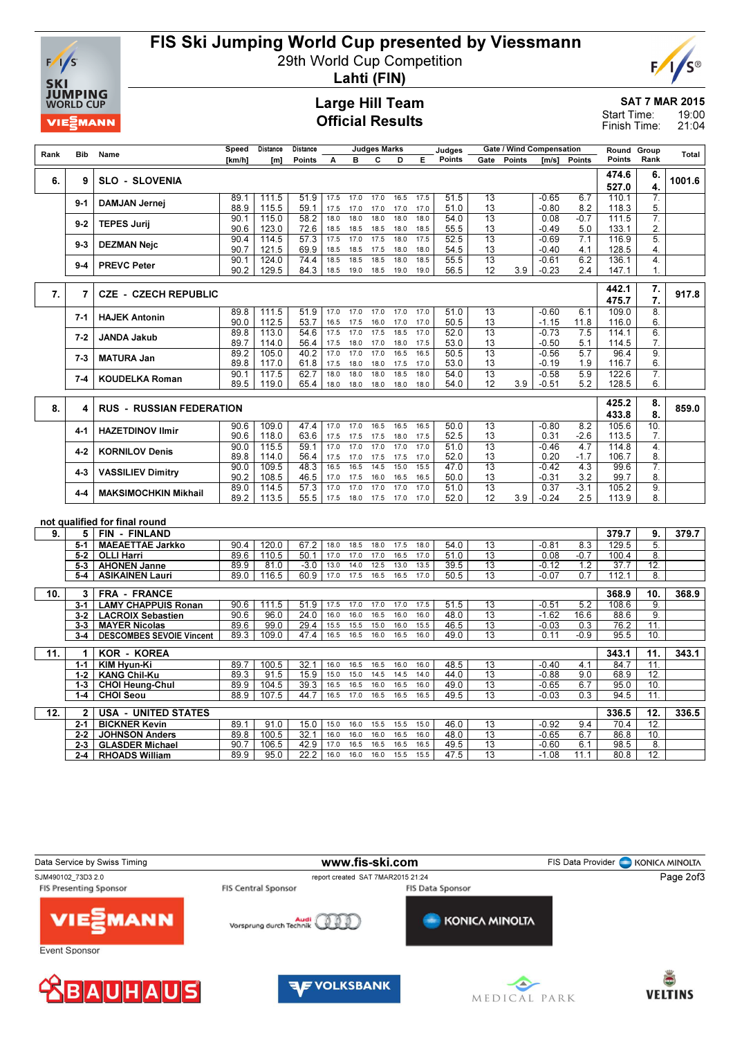# FIS Ski Jumping World Cup presented by Viessmann

29th World Cup Competition

**Lahti (FIN)**

## Large Hill Team
## Official Results

SAT 7 MAR 2015
Start Time: 19:00
Finish Time: 21:04

| Rank | Bib | Name | Speed [km/h] | Distance [m] | Distance Points | A | B | C | D | E | Judges Points | Gate | Gate Points | Wind [m/s] | Wind Points | Round Points | Group Rank | Total |
|---|---|---|---|---|---|---|---|---|---|---|---|---|---|---|---|---|---|---|
| 6. | 9 | SLO - SLOVENIA | | | | | | | | | | | | | | 474.6 / 527.0 | 6. / 4. | 1001.6 |
| | 9-1 | DAMJAN Jernej | 89.1 | 111.5 | 51.9 | 17.5 | 17.0 | 17.0 | 16.5 | 17.5 | 51.5 | 13 | | -0.65 | 6.7 | 110.1 | 7. | |
| | | | 88.9 | 115.5 | 59.1 | 17.5 | 17.0 | 17.0 | 17.0 | 17.0 | 51.0 | 13 | | -0.80 | 8.2 | 118.3 | 5. | |
| | 9-2 | TEPES Jurij | 90.1 | 115.0 | 58.2 | 18.0 | 18.0 | 18.0 | 18.0 | 18.0 | 54.0 | 13 | | 0.08 | -0.7 | 111.5 | 7. | |
| | | | 90.6 | 123.0 | 72.6 | 18.5 | 18.5 | 18.5 | 18.0 | 18.5 | 55.5 | 13 | | -0.49 | 5.0 | 133.1 | 2. | |
| | 9-3 | DEZMAN Nejc | 90.4 | 114.5 | 57.3 | 17.5 | 17.5 | 17.5 | 18.0 | 17.5 | 52.5 | 13 | | -0.69 | 7.1 | 116.9 | 5. | |
| | | | 90.7 | 121.5 | 69.9 | 18.5 | 18.5 | 17.5 | 18.0 | 18.0 | 54.5 | 13 | | -0.40 | 4.1 | 128.5 | 4. | |
| | 9-4 | PREVC Peter | 90.1 | 124.0 | 74.4 | 18.5 | 18.5 | 18.5 | 18.0 | 18.5 | 55.5 | 13 | | -0.61 | 6.2 | 136.1 | 4. | |
| | | | 90.2 | 129.5 | 84.3 | 18.5 | 19.0 | 18.5 | 19.0 | 19.0 | 56.5 | 12 | 3.9 | -0.23 | 2.4 | 147.1 | 1. | |
| 7. | 7 | CZE - CZECH REPUBLIC | | | | | | | | | | | | | | 442.1 / 475.7 | 7. / 7. | 917.8 |
| | 7-1 | HAJEK Antonin | 89.8 | 111.5 | 51.9 | 17.0 | 17.0 | 17.0 | 17.0 | 17.0 | 51.0 | 13 | | -0.60 | 6.1 | 109.0 | 8. | |
| | | | 90.0 | 112.5 | 53.7 | 16.5 | 17.5 | 16.0 | 17.0 | 17.0 | 50.5 | 13 | | -1.15 | 11.8 | 116.0 | 6. | |
| | 7-2 | JANDA Jakub | 89.8 | 113.0 | 54.6 | 17.5 | 17.0 | 17.5 | 18.5 | 17.0 | 52.0 | 13 | | -0.73 | 7.5 | 114.1 | 6. | |
| | | | 89.7 | 114.0 | 56.4 | 17.5 | 18.0 | 17.0 | 18.0 | 17.5 | 53.0 | 13 | | -0.50 | 5.1 | 114.5 | 7. | |
| | 7-3 | MATURA Jan | 89.2 | 105.0 | 40.2 | 17.0 | 17.0 | 17.0 | 16.5 | 16.5 | 50.5 | 13 | | -0.56 | 5.7 | 96.4 | 9. | |
| | | | 89.8 | 117.0 | 61.8 | 17.5 | 18.0 | 18.0 | 17.5 | 17.0 | 53.0 | 13 | | -0.19 | 1.9 | 116.7 | 6. | |
| | 7-4 | KOUDELKA Roman | 90.1 | 117.5 | 62.7 | 18.0 | 18.0 | 18.0 | 18.5 | 18.0 | 54.0 | 13 | | -0.58 | 5.9 | 122.6 | 7. | |
| | | | 89.5 | 119.0 | 65.4 | 18.0 | 18.0 | 18.0 | 18.0 | 18.0 | 54.0 | 12 | 3.9 | -0.51 | 5.2 | 128.5 | 6. | |
| 8. | 4 | RUS - RUSSIAN FEDERATION | | | | | | | | | | | | | | 425.2 / 433.8 | 8. / 8. | 859.0 |
| | 4-1 | HAZETDINOV Ilmir | 90.6 | 109.0 | 47.4 | 17.0 | 17.0 | 16.5 | 16.5 | 16.5 | 50.0 | 13 | | -0.80 | 8.2 | 105.6 | 10. | |
| | | | 90.6 | 118.0 | 63.6 | 17.5 | 17.5 | 17.5 | 18.0 | 17.5 | 52.5 | 13 | | 0.31 | -2.6 | 113.5 | 7. | |
| | 4-2 | KORNILOV Denis | 90.0 | 115.5 | 59.1 | 17.0 | 17.0 | 17.0 | 17.0 | 17.0 | 51.0 | 13 | | -0.46 | 4.7 | 114.8 | 4. | |
| | | | 89.8 | 114.0 | 56.4 | 17.5 | 17.0 | 17.5 | 17.5 | 17.0 | 52.0 | 13 | | 0.20 | -1.7 | 106.7 | 8. | |
| | 4-3 | VASSILIEV Dimitry | 90.0 | 109.5 | 48.3 | 16.5 | 16.5 | 14.5 | 15.0 | 15.5 | 47.0 | 13 | | -0.42 | 4.3 | 99.6 | 7. | |
| | | | 90.2 | 108.5 | 46.5 | 17.0 | 17.5 | 16.0 | 16.5 | 16.5 | 50.0 | 13 | | -0.31 | 3.2 | 99.7 | 8. | |
| | 4-4 | MAKSIMOCHKIN Mikhail | 89.0 | 114.5 | 57.3 | 17.0 | 17.0 | 17.0 | 17.0 | 17.0 | 51.0 | 13 | | 0.37 | -3.1 | 105.2 | 9. | |
| | | | 89.2 | 113.5 | 55.5 | 17.5 | 18.0 | 17.5 | 17.0 | 17.0 | 52.0 | 13 | | -0.24 | 2.5 | 113.9 | 8. | |

not qualified for final round

| Rank | Bib | Name | Speed [km/h] | Distance [m] | Distance Points | A | B | C | D | E | Judges Points | Gate | Gate Points | Wind [m/s] | Wind Points | Round Points | Group Rank | Total |
|---|---|---|---|---|---|---|---|---|---|---|---|---|---|---|---|---|---|---|
| 9. | 5 | FIN - FINLAND | | | | | | | | | | | | | | 379.7 | 9. | 379.7 |
| | 5-1 | MAEAETTAE Jarkko | 90.4 | 120.0 | 67.2 | 18.0 | 18.5 | 18.0 | 17.5 | 18.0 | 54.0 | 13 | | -0.81 | 8.3 | 129.5 | 5. | |
| | 5-2 | OLLI Harri | 89.6 | 110.5 | 50.1 | 17.0 | 17.0 | 17.0 | 16.5 | 17.0 | 51.0 | 13 | | 0.08 | -0.7 | 100.4 | 8. | |
| | 5-3 | AHONEN Janne | 89.9 | 81.0 | -3.0 | 13.0 | 14.0 | 12.5 | 13.0 | 13.5 | 39.5 | 13 | | -0.12 | 1.2 | 37.7 | 12. | |
| | 5-4 | ASIKAINEN Lauri | 89.0 | 116.5 | 60.9 | 17.0 | 17.5 | 16.5 | 16.5 | 17.0 | 50.5 | 13 | | -0.07 | 0.7 | 112.1 | 8. | |
| 10. | 3 | FRA - FRANCE | | | | | | | | | | | | | | 368.9 | 10. | 368.9 |
| | 3-1 | LAMY CHAPPUIS Ronan | 90.6 | 111.5 | 51.9 | 17.5 | 17.0 | 17.0 | 17.0 | 17.5 | 51.5 | 13 | | -0.51 | 5.2 | 108.6 | 9. | |
| | 3-2 | LACROIX Sebastien | 90.6 | 96.0 | 24.0 | 16.0 | 16.0 | 16.5 | 16.0 | 16.0 | 48.0 | 13 | | -1.62 | 16.6 | 88.6 | 9. | |
| | 3-3 | MAYER Nicolas | 89.6 | 99.0 | 29.4 | 15.5 | 15.5 | 15.0 | 16.0 | 15.5 | 46.5 | 13 | | -0.03 | 0.3 | 76.2 | 11. | |
| | 3-4 | DESCOMBES SEVOIE Vincent | 89.3 | 109.0 | 47.4 | 16.5 | 16.5 | 16.0 | 16.5 | 16.0 | 49.0 | 13 | | 0.11 | -0.9 | 95.5 | 10. | |
| 11. | 1 | KOR - KOREA | | | | | | | | | | | | | | 343.1 | 11. | 343.1 |
| | 1-1 | KIM Hyun-Ki | 89.7 | 100.5 | 32.1 | 16.0 | 16.5 | 16.5 | 16.0 | 16.0 | 48.5 | 13 | | -0.40 | 4.1 | 84.7 | 11. | |
| | 1-2 | KANG Chil-Ku | 89.3 | 91.5 | 15.9 | 15.0 | 15.0 | 14.5 | 14.5 | 14.0 | 44.0 | 13 | | -0.88 | 9.0 | 68.9 | 12. | |
| | 1-3 | CHOI Heung-Chul | 89.9 | 104.5 | 39.3 | 16.5 | 16.5 | 16.0 | 16.5 | 16.0 | 49.0 | 13 | | -0.65 | 6.7 | 95.0 | 10. | |
| | 1-4 | CHOI Seou | 88.9 | 107.5 | 44.7 | 16.5 | 17.0 | 16.5 | 16.5 | 16.5 | 49.5 | 13 | | -0.03 | 0.3 | 94.5 | 11. | |
| 12. | 2 | USA - UNITED STATES | | | | | | | | | | | | | | 336.5 | 12. | 336.5 |
| | 2-1 | BICKNER Kevin | 89.1 | 91.0 | 15.0 | 15.0 | 16.0 | 15.5 | 15.5 | 15.0 | 46.0 | 13 | | -0.92 | 9.4 | 70.4 | 12. | |
| | 2-2 | JOHNSON Anders | 89.8 | 100.5 | 32.1 | 16.0 | 16.0 | 16.0 | 16.5 | 16.0 | 48.0 | 13 | | -0.65 | 6.7 | 86.8 | 10. | |
| | 2-3 | GLASDER Michael | 90.7 | 106.5 | 42.9 | 17.0 | 16.5 | 16.5 | 16.5 | 16.5 | 49.5 | 13 | | -0.60 | 6.1 | 98.5 | 8. | |
| | 2-4 | RHOADS William | 89.9 | 95.0 | 22.2 | 16.0 | 16.0 | 16.0 | 15.5 | 15.5 | 47.5 | 13 | | -1.08 | 11.1 | 80.8 | 12. | |

Data Service by Swiss Timing — www.fis-ski.com — FIS Data Provider KONICA MINOLTA

SJM490102_73D3 2.0 — report created SAT 7MAR2015 21:24

FIS Presenting Sponsor: VIESSMANN — FIS Central Sponsor: Audi — FIS Data Sponsor: KONICA MINOLTA

Event Sponsor: BAUHAUS, VOLKSBANK, MEDICAL PARK, VELTINS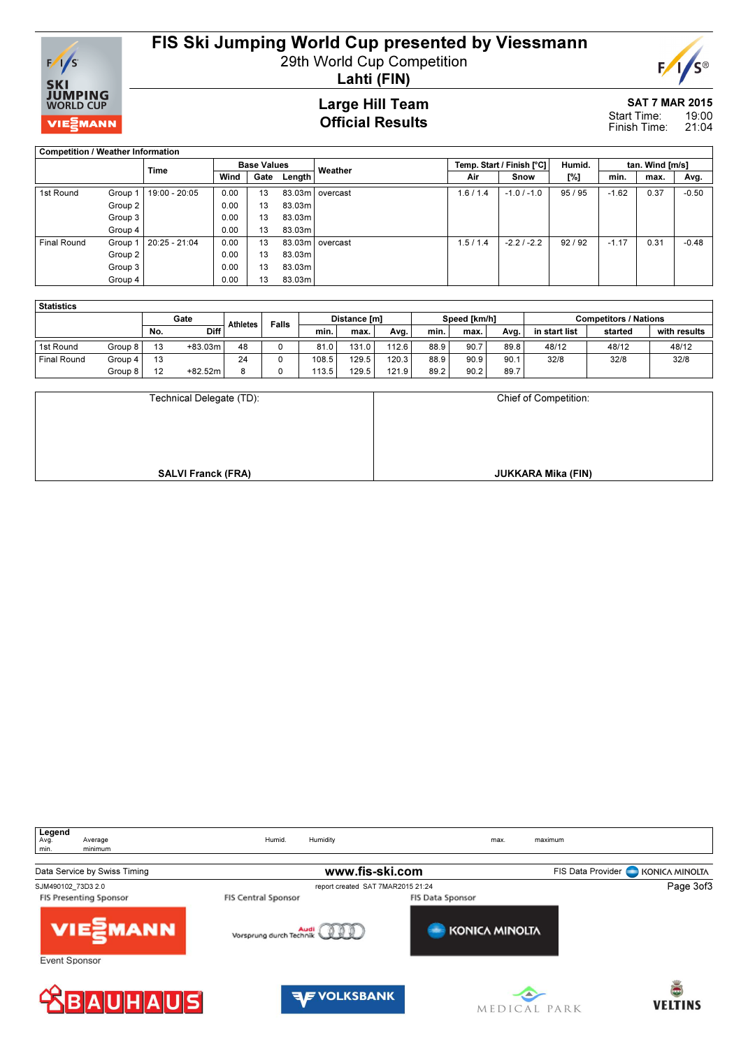# FIS Ski Jumping World Cup presented by Viessmann

29th World Cup Competition

**Lahti (FIN)**

## Large Hill Team
## Official Results

**SAT 7 MAR 2015**
Start Time: 19:00
Finish Time: 21:04

**Competition / Weather Information**

| | | Time | Base Values | | | Weather | Temp. Start / Finish [°C] | | Humid. | tan. Wind [m/s] | | |
|---|---|---|---|---|---|---|---|---|---|---|---|---|
| | | | Wind | Gate | Length | | Air | Snow | [%] | min. | max. | Avg. |
| 1st Round | Group 1 | 19:00 - 20:05 | 0.00 | 13 | 83.03m | overcast | 1.6 / 1.4 | -1.0 / -1.0 | 95 / 95 | -1.62 | 0.37 | -0.50 |
| | Group 2 | | 0.00 | 13 | 83.03m | | | | | | | |
| | Group 3 | | 0.00 | 13 | 83.03m | | | | | | | |
| | Group 4 | | 0.00 | 13 | 83.03m | | | | | | | |
| Final Round | Group 1 | 20:25 - 21:04 | 0.00 | 13 | 83.03m | overcast | 1.5 / 1.4 | -2.2 / -2.2 | 92 / 92 | -1.17 | 0.31 | -0.48 |
| | Group 2 | | 0.00 | 13 | 83.03m | | | | | | | |
| | Group 3 | | 0.00 | 13 | 83.03m | | | | | | | |
| | Group 4 | | 0.00 | 13 | 83.03m | | | | | | | |

**Statistics**

| | | Gate | | Athletes | Falls | Distance [m] | | | Speed [km/h] | | | Competitors / Nations | | |
|---|---|---|---|---|---|---|---|---|---|---|---|---|---|---|
| | | No. | Diff | | | min. | max. | Avg. | min. | max. | Avg. | in start list | started | with results |
| 1st Round | Group 8 | 13 | +83.03m | 48 | 0 | 81.0 | 131.0 | 112.6 | 88.9 | 90.7 | 89.8 | 48/12 | 48/12 | 48/12 |
| Final Round | Group 4 | 13 | | 24 | 0 | 108.5 | 129.5 | 120.3 | 88.9 | 90.9 | 90.1 | 32/8 | 32/8 | 32/8 |
| | Group 8 | 12 | +82.52m | 8 | 0 | 113.5 | 129.5 | 121.9 | 89.2 | 90.2 | 89.7 | | | |

| Technical Delegate (TD): | Chief of Competition: |
|---|---|
| **SALVI Franck (FRA)** | **JUKKARA Mika (FIN)** |

**Legend**

| | | | | | |
|---|---|---|---|---|---|
| Avg. | Average | Humid. | Humidity | max. | maximum |
| min. | minimum | | | | |

Data Service by Swiss Timing — www.fis-ski.com — FIS Data Provider KONICA MINOLTA

SJM490102_73D3 2.0 — report created SAT 7MAR2015 21:24

FIS Presenting Sponsor: VIESSMANN — FIS Central Sponsor: Audi Vorsprung durch Technik — FIS Data Sponsor: KONICA MINOLTA

Event Sponsor: BAUHAUS, VOLKSBANK, MEDICAL PARK, VELTINS